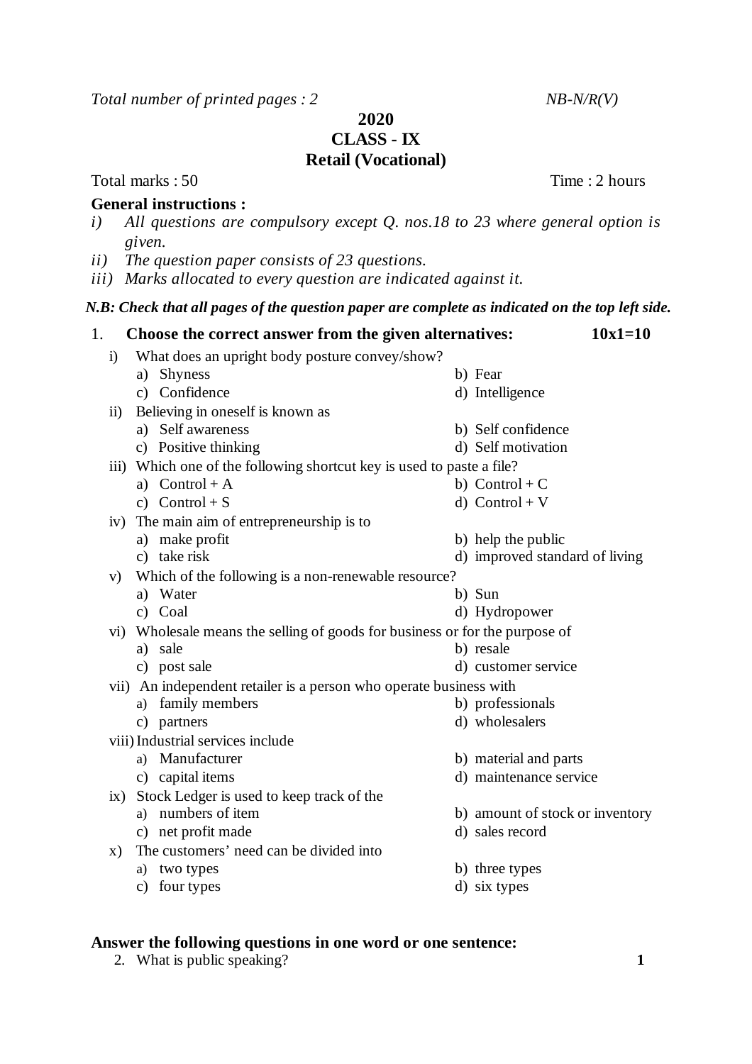*Total number of printed pages : 2* *NB-N/R(V)*

# 2020
## CLASS - IX
## Retail (Vocational)

Total marks : 50 Time : 2 hours

**General instructions :**

*i) All questions are compulsory except Q. nos.18 to 23 where general option is given.*
*ii) The question paper consists of 23 questions.*
*iii) Marks allocated to every question are indicated against it.*

***N.B: Check that all pages of the question paper are complete as indicated on the top left side.***

1. **Choose the correct answer from the given alternatives:** **10x1=10**

   i) What does an upright body posture convey/show?
      a) Shyness b) Fear
      c) Confidence d) Intelligence

   ii) Believing in oneself is known as
      a) Self awareness b) Self confidence
      c) Positive thinking d) Self motivation

   iii) Which one of the following shortcut key is used to paste a file?
      a) Control + A b) Control + C
      c) Control + S d) Control + V

   iv) The main aim of entrepreneurship is to
      a) make profit b) help the public
      c) take risk d) improved standard of living

   v) Which of the following is a non-renewable resource?
      a) Water b) Sun
      c) Coal d) Hydropower

   vi) Wholesale means the selling of goods for business or for the purpose of
      a) sale b) resale
      c) post sale d) customer service

   vii) An independent retailer is a person who operate business with
      a) family members b) professionals
      c) partners d) wholesalers

   viii) Industrial services include
      a) Manufacturer b) material and parts
      c) capital items d) maintenance service

   ix) Stock Ledger is used to keep track of the
      a) numbers of item b) amount of stock or inventory
      c) net profit made d) sales record

   x) The customers' need can be divided into
      a) two types b) three types
      c) four types d) six types

**Answer the following questions in one word or one sentence:**

2. What is public speaking? **1**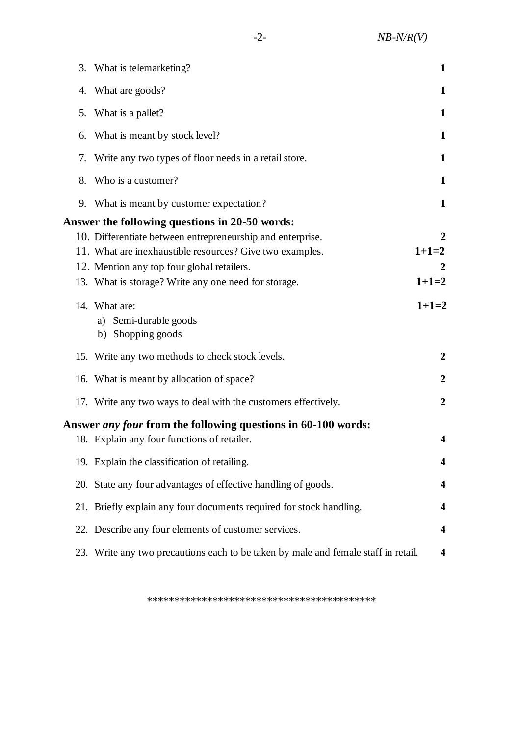3. What is telemarketing? **1**

4. What are goods? **1**

5. What is a pallet? **1**

6. What is meant by stock level? **1**

7. Write any two types of floor needs in a retail store. **1**

8. Who is a customer? **1**

9. What is meant by customer expectation? **1**

**Answer the following questions in 20-50 words:**

10. Differentiate between entrepreneurship and enterprise. **2**
11. What are inexhaustible resources? Give two examples. **1+1=2**
12. Mention any top four global retailers. **2**
13. What is storage? Write any one need for storage. **1+1=2**

14. What are: **1+1=2**
    a) Semi-durable goods
    b) Shopping goods

15. Write any two methods to check stock levels. **2**

16. What is meant by allocation of space? **2**

17. Write any two ways to deal with the customers effectively. **2**

**Answer *any four* from the following questions in 60-100 words:**

18. Explain any four functions of retailer. **4**

19. Explain the classification of retailing. **4**

20. State any four advantages of effective handling of goods. **4**

21. Briefly explain any four documents required for stock handling. **4**

22. Describe any four elements of customer services. **4**

23. Write any two precautions each to be taken by male and female staff in retail. **4**

******************************************